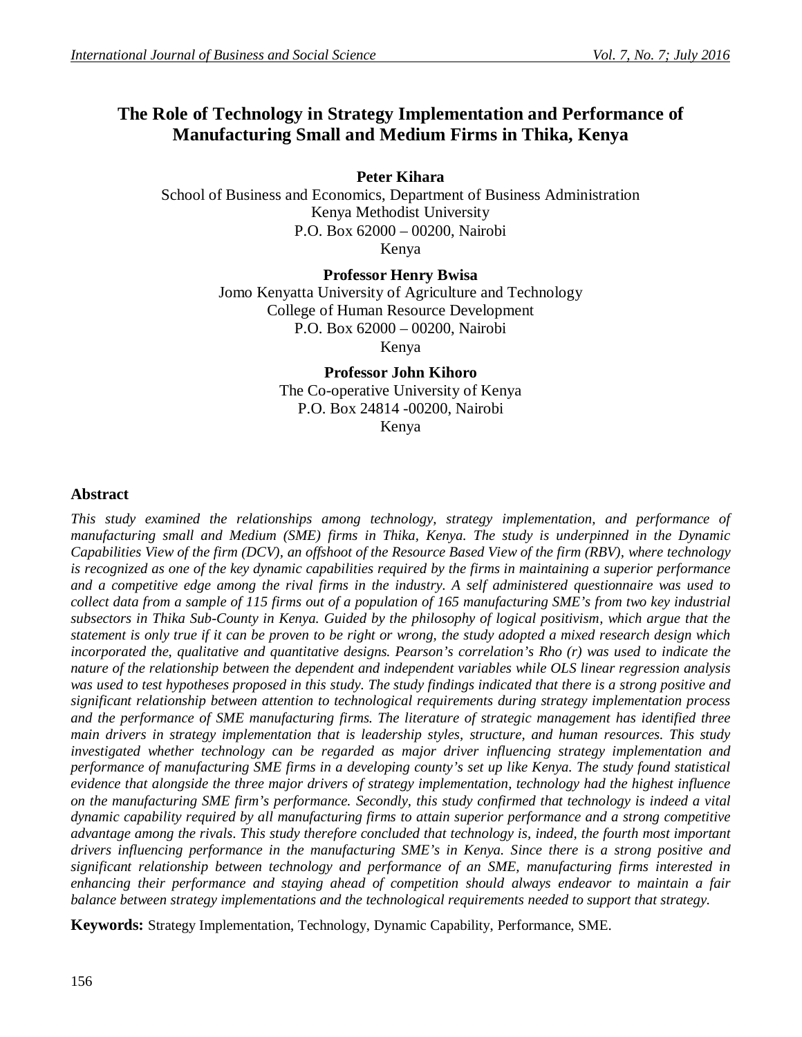# The Role of Technology in Strategy Implementation and Performance of Manufacturing Small and Medium Firms in Thika, Kenya

**Peter Kihara**
School of Business and Economics, Department of Business Administration
Kenya Methodist University
P.O. Box 62000 – 00200, Nairobi
Kenya

**Professor Henry Bwisa**
Jomo Kenyatta University of Agriculture and Technology
College of Human Resource Development
P.O. Box 62000 – 00200, Nairobi
Kenya

**Professor John Kihoro**
The Co-operative University of Kenya
P.O. Box 24814 -00200, Nairobi
Kenya

## Abstract

*This study examined the relationships among technology, strategy implementation, and performance of manufacturing small and Medium (SME) firms in Thika, Kenya. The study is underpinned in the Dynamic Capabilities View of the firm (DCV), an offshoot of the Resource Based View of the firm (RBV), where technology is recognized as one of the key dynamic capabilities required by the firms in maintaining a superior performance and a competitive edge among the rival firms in the industry. A self administered questionnaire was used to collect data from a sample of 115 firms out of a population of 165 manufacturing SME's from two key industrial subsectors in Thika Sub-County in Kenya. Guided by the philosophy of logical positivism, which argue that the statement is only true if it can be proven to be right or wrong, the study adopted a mixed research design which incorporated the, qualitative and quantitative designs. Pearson's correlation's Rho (r) was used to indicate the nature of the relationship between the dependent and independent variables while OLS linear regression analysis was used to test hypotheses proposed in this study. The study findings indicated that there is a strong positive and significant relationship between attention to technological requirements during strategy implementation process and the performance of SME manufacturing firms. The literature of strategic management has identified three main drivers in strategy implementation that is leadership styles, structure, and human resources. This study investigated whether technology can be regarded as major driver influencing strategy implementation and performance of manufacturing SME firms in a developing county's set up like Kenya. The study found statistical evidence that alongside the three major drivers of strategy implementation, technology had the highest influence on the manufacturing SME firm's performance. Secondly, this study confirmed that technology is indeed a vital dynamic capability required by all manufacturing firms to attain superior performance and a strong competitive advantage among the rivals. This study therefore concluded that technology is, indeed, the fourth most important drivers influencing performance in the manufacturing SME's in Kenya. Since there is a strong positive and significant relationship between technology and performance of an SME, manufacturing firms interested in enhancing their performance and staying ahead of competition should always endeavor to maintain a fair balance between strategy implementations and the technological requirements needed to support that strategy.*

**Keywords:** Strategy Implementation, Technology, Dynamic Capability, Performance, SME.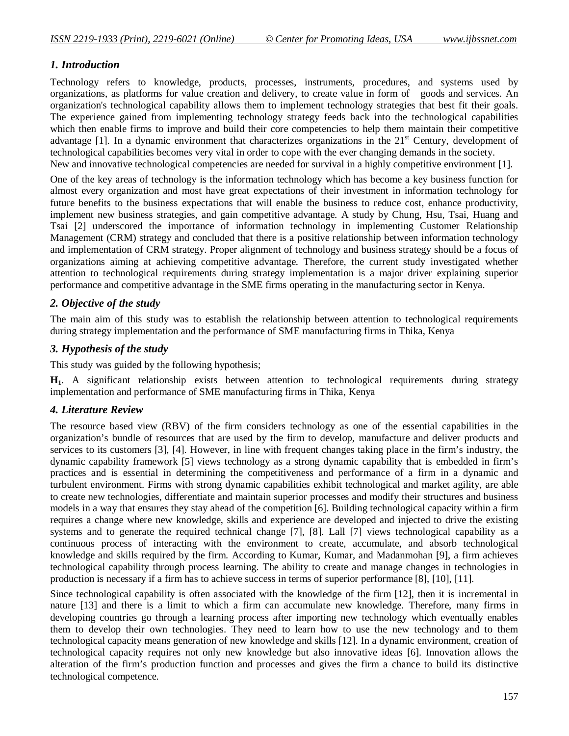## *1. Introduction*

Technology refers to knowledge, products, processes, instruments, procedures, and systems used by organizations, as platforms for value creation and delivery, to create value in form of goods and services. An organization's technological capability allows them to implement technology strategies that best fit their goals. The experience gained from implementing technology strategy feeds back into the technological capabilities which then enable firms to improve and build their core competencies to help them maintain their competitive advantage [1]. In a dynamic environment that characterizes organizations in the 21st Century, development of technological capabilities becomes very vital in order to cope with the ever changing demands in the society.
New and innovative technological competencies are needed for survival in a highly competitive environment [1].

One of the key areas of technology is the information technology which has become a key business function for almost every organization and most have great expectations of their investment in information technology for future benefits to the business expectations that will enable the business to reduce cost, enhance productivity, implement new business strategies, and gain competitive advantage. A study by Chung, Hsu, Tsai, Huang and Tsai [2] underscored the importance of information technology in implementing Customer Relationship Management (CRM) strategy and concluded that there is a positive relationship between information technology and implementation of CRM strategy. Proper alignment of technology and business strategy should be a focus of organizations aiming at achieving competitive advantage. Therefore, the current study investigated whether attention to technological requirements during strategy implementation is a major driver explaining superior performance and competitive advantage in the SME firms operating in the manufacturing sector in Kenya.

## *2. Objective of the study*

The main aim of this study was to establish the relationship between attention to technological requirements during strategy implementation and the performance of SME manufacturing firms in Thika, Kenya

## *3. Hypothesis of the study*

This study was guided by the following hypothesis;

**$H_1$**. A significant relationship exists between attention to technological requirements during strategy implementation and performance of SME manufacturing firms in Thika, Kenya

## *4. Literature Review*

The resource based view (RBV) of the firm considers technology as one of the essential capabilities in the organization's bundle of resources that are used by the firm to develop, manufacture and deliver products and services to its customers [3], [4]. However, in line with frequent changes taking place in the firm's industry, the dynamic capability framework [5] views technology as a strong dynamic capability that is embedded in firm's practices and is essential in determining the competitiveness and performance of a firm in a dynamic and turbulent environment. Firms with strong dynamic capabilities exhibit technological and market agility, are able to create new technologies, differentiate and maintain superior processes and modify their structures and business models in a way that ensures they stay ahead of the competition [6]. Building technological capacity within a firm requires a change where new knowledge, skills and experience are developed and injected to drive the existing systems and to generate the required technical change [7], [8]. Lall [7] views technological capability as a continuous process of interacting with the environment to create, accumulate, and absorb technological knowledge and skills required by the firm. According to Kumar, Kumar, and Madanmohan [9], a firm achieves technological capability through process learning. The ability to create and manage changes in technologies in production is necessary if a firm has to achieve success in terms of superior performance [8], [10], [11].

Since technological capability is often associated with the knowledge of the firm [12], then it is incremental in nature [13] and there is a limit to which a firm can accumulate new knowledge. Therefore, many firms in developing countries go through a learning process after importing new technology which eventually enables them to develop their own technologies. They need to learn how to use the new technology and to them technological capacity means generation of new knowledge and skills [12]. In a dynamic environment, creation of technological capacity requires not only new knowledge but also innovative ideas [6]. Innovation allows the alteration of the firm's production function and processes and gives the firm a chance to build its distinctive technological competence.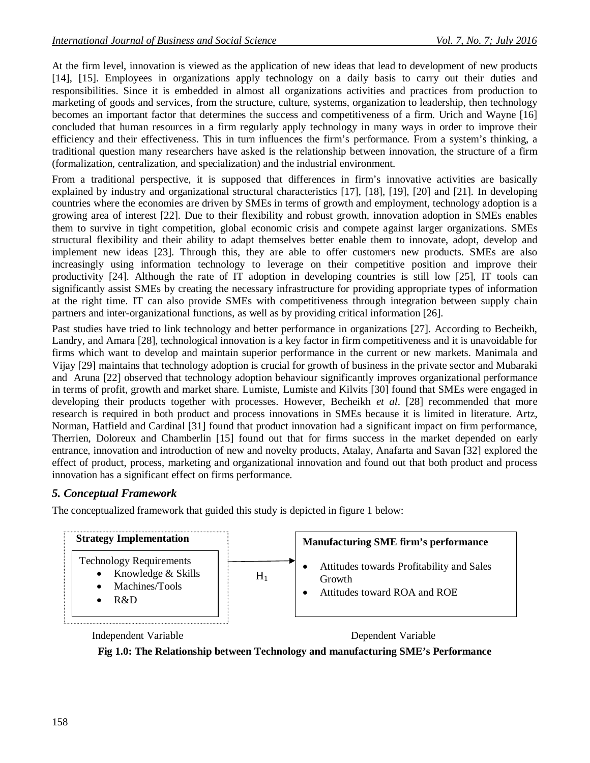At the firm level, innovation is viewed as the application of new ideas that lead to development of new products [14], [15]. Employees in organizations apply technology on a daily basis to carry out their duties and responsibilities. Since it is embedded in almost all organizations activities and practices from production to marketing of goods and services, from the structure, culture, systems, organization to leadership, then technology becomes an important factor that determines the success and competitiveness of a firm. Urich and Wayne [16] concluded that human resources in a firm regularly apply technology in many ways in order to improve their efficiency and their effectiveness. This in turn influences the firm's performance. From a system's thinking, a traditional question many researchers have asked is the relationship between innovation, the structure of a firm (formalization, centralization, and specialization) and the industrial environment.

From a traditional perspective, it is supposed that differences in firm's innovative activities are basically explained by industry and organizational structural characteristics [17], [18], [19], [20] and [21]. In developing countries where the economies are driven by SMEs in terms of growth and employment, technology adoption is a growing area of interest [22]. Due to their flexibility and robust growth, innovation adoption in SMEs enables them to survive in tight competition, global economic crisis and compete against larger organizations. SMEs structural flexibility and their ability to adapt themselves better enable them to innovate, adopt, develop and implement new ideas [23]. Through this, they are able to offer customers new products. SMEs are also increasingly using information technology to leverage on their competitive position and improve their productivity [24]. Although the rate of IT adoption in developing countries is still low [25], IT tools can significantly assist SMEs by creating the necessary infrastructure for providing appropriate types of information at the right time. IT can also provide SMEs with competitiveness through integration between supply chain partners and inter-organizational functions, as well as by providing critical information [26].

Past studies have tried to link technology and better performance in organizations [27]. According to Becheikh, Landry, and Amara [28], technological innovation is a key factor in firm competitiveness and it is unavoidable for firms which want to develop and maintain superior performance in the current or new markets. Manimala and Vijay [29] maintains that technology adoption is crucial for growth of business in the private sector and Mubaraki and Aruna [22] observed that technology adoption behaviour significantly improves organizational performance in terms of profit, growth and market share. Lumiste, Lumiste and Kilvits [30] found that SMEs were engaged in developing their products together with processes. However, Becheikh *et al*. [28] recommended that more research is required in both product and process innovations in SMEs because it is limited in literature. Artz, Norman, Hatfield and Cardinal [31] found that product innovation had a significant impact on firm performance, Therrien, Doloreux and Chamberlin [15] found out that for firms success in the market depended on early entrance, innovation and introduction of new and novelty products, Atalay, Anafarta and Savan [32] explored the effect of product, process, marketing and organizational innovation and found out that both product and process innovation has a significant effect on firms performance.

### *5. Conceptual Framework*

The conceptualized framework that guided this study is depicted in figure 1 below:

**Strategy Implementation**

Technology Requirements
- Knowledge & Skills
- Machines/Tools
- R&D

→ $H_1$ →

**Manufacturing SME firm's performance**
- Attitudes towards Profitability and Sales Growth
- Attitudes toward ROA and ROE

Independent Variable — Dependent Variable

**Fig 1.0: The Relationship between Technology and manufacturing SME's Performance**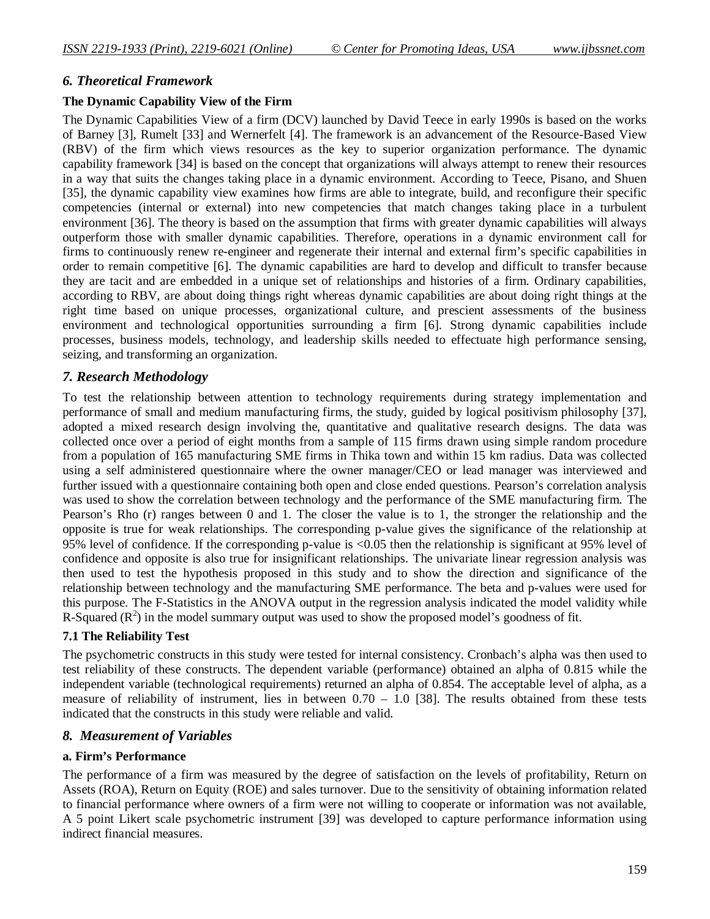## *6. Theoretical Framework*

**The Dynamic Capability View of the Firm**

The Dynamic Capabilities View of a firm (DCV) launched by David Teece in early 1990s is based on the works of Barney [3], Rumelt [33] and Wernerfelt [4]. The framework is an advancement of the Resource-Based View (RBV) of the firm which views resources as the key to superior organization performance. The dynamic capability framework [34] is based on the concept that organizations will always attempt to renew their resources in a way that suits the changes taking place in a dynamic environment. According to Teece, Pisano, and Shuen [35], the dynamic capability view examines how firms are able to integrate, build, and reconfigure their specific competencies (internal or external) into new competencies that match changes taking place in a turbulent environment [36]. The theory is based on the assumption that firms with greater dynamic capabilities will always outperform those with smaller dynamic capabilities. Therefore, operations in a dynamic environment call for firms to continuously renew re-engineer and regenerate their internal and external firm's specific capabilities in order to remain competitive [6]. The dynamic capabilities are hard to develop and difficult to transfer because they are tacit and are embedded in a unique set of relationships and histories of a firm. Ordinary capabilities, according to RBV, are about doing things right whereas dynamic capabilities are about doing right things at the right time based on unique processes, organizational culture, and prescient assessments of the business environment and technological opportunities surrounding a firm [6]. Strong dynamic capabilities include processes, business models, technology, and leadership skills needed to effectuate high performance sensing, seizing, and transforming an organization.

## *7. Research Methodology*

To test the relationship between attention to technology requirements during strategy implementation and performance of small and medium manufacturing firms, the study, guided by logical positivism philosophy [37], adopted a mixed research design involving the, quantitative and qualitative research designs. The data was collected once over a period of eight months from a sample of 115 firms drawn using simple random procedure from a population of 165 manufacturing SME firms in Thika town and within 15 km radius. Data was collected using a self administered questionnaire where the owner manager/CEO or lead manager was interviewed and further issued with a questionnaire containing both open and close ended questions. Pearson's correlation analysis was used to show the correlation between technology and the performance of the SME manufacturing firm. The Pearson's Rho (r) ranges between 0 and 1. The closer the value is to 1, the stronger the relationship and the opposite is true for weak relationships. The corresponding p-value gives the significance of the relationship at 95% level of confidence. If the corresponding p-value is $<0.05$ then the relationship is significant at 95% level of confidence and opposite is also true for insignificant relationships. The univariate linear regression analysis was then used to test the hypothesis proposed in this study and to show the direction and significance of the relationship between technology and the manufacturing SME performance. The beta and p-values were used for this purpose. The F-Statistics in the ANOVA output in the regression analysis indicated the model validity while R-Squared ($R^2$) in the model summary output was used to show the proposed model's goodness of fit.

### 7.1 The Reliability Test

The psychometric constructs in this study were tested for internal consistency. Cronbach's alpha was then used to test reliability of these constructs. The dependent variable (performance) obtained an alpha of 0.815 while the independent variable (technological requirements) returned an alpha of 0.854. The acceptable level of alpha, as a measure of reliability of instrument, lies in between 0.70 – 1.0 [38]. The results obtained from these tests indicated that the constructs in this study were reliable and valid.

## *8. Measurement of Variables*

**a. Firm's Performance**

The performance of a firm was measured by the degree of satisfaction on the levels of profitability, Return on Assets (ROA), Return on Equity (ROE) and sales turnover. Due to the sensitivity of obtaining information related to financial performance where owners of a firm were not willing to cooperate or information was not available, A 5 point Likert scale psychometric instrument [39] was developed to capture performance information using indirect financial measures.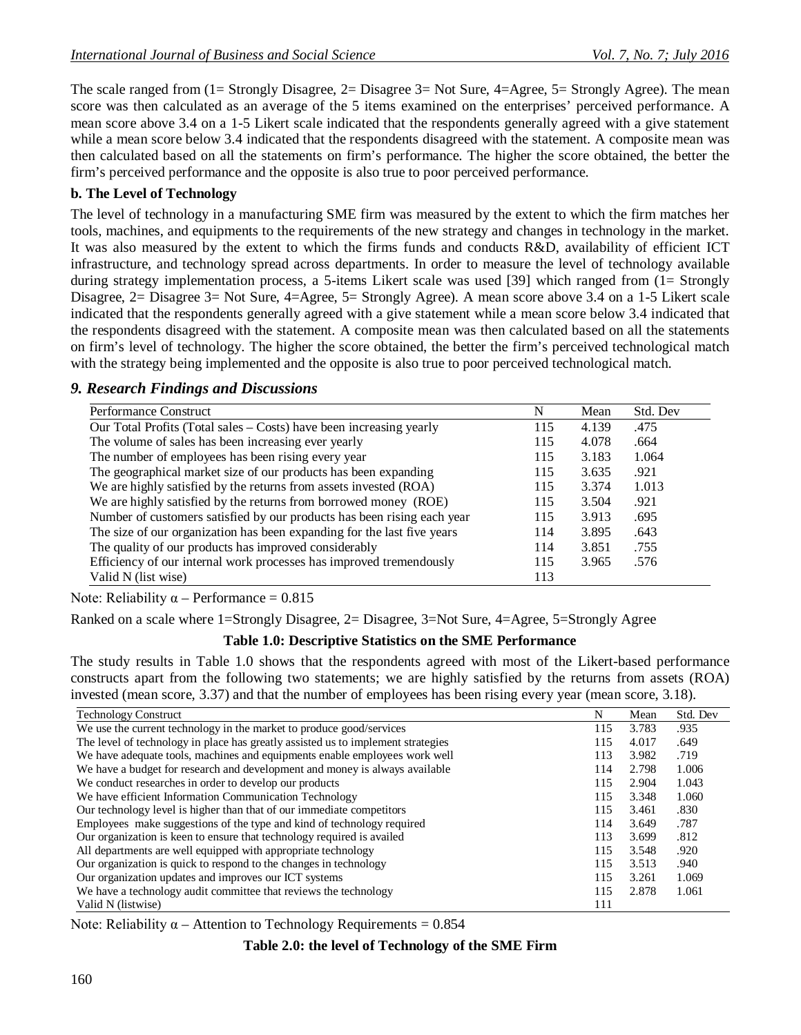The scale ranged from (1= Strongly Disagree, 2= Disagree 3= Not Sure, 4=Agree, 5= Strongly Agree). The mean score was then calculated as an average of the 5 items examined on the enterprises' perceived performance. A mean score above 3.4 on a 1-5 Likert scale indicated that the respondents generally agreed with a give statement while a mean score below 3.4 indicated that the respondents disagreed with the statement. A composite mean was then calculated based on all the statements on firm's performance. The higher the score obtained, the better the firm's perceived performance and the opposite is also true to poor perceived performance.

**b. The Level of Technology**

The level of technology in a manufacturing SME firm was measured by the extent to which the firm matches her tools, machines, and equipments to the requirements of the new strategy and changes in technology in the market. It was also measured by the extent to which the firms funds and conducts R&D, availability of efficient ICT infrastructure, and technology spread across departments. In order to measure the level of technology available during strategy implementation process, a 5-items Likert scale was used [39] which ranged from (1= Strongly Disagree, 2= Disagree 3= Not Sure, 4=Agree, 5= Strongly Agree). A mean score above 3.4 on a 1-5 Likert scale indicated that the respondents generally agreed with a give statement while a mean score below 3.4 indicated that the respondents disagreed with the statement. A composite mean was then calculated based on all the statements on firm's level of technology. The higher the score obtained, the better the firm's perceived technological match with the strategy being implemented and the opposite is also true to poor perceived technological match.

## *9. Research Findings and Discussions*

| Performance Construct | N | Mean | Std. Dev |
|---|---|---|---|
| Our Total Profits (Total sales – Costs) have been increasing yearly | 115 | 4.139 | .475 |
| The volume of sales has been increasing ever yearly | 115 | 4.078 | .664 |
| The number of employees has been rising every year | 115 | 3.183 | 1.064 |
| The geographical market size of our products has been expanding | 115 | 3.635 | .921 |
| We are highly satisfied by the returns from assets invested (ROA) | 115 | 3.374 | 1.013 |
| We are highly satisfied by the returns from borrowed money (ROE) | 115 | 3.504 | .921 |
| Number of customers satisfied by our products has been rising each year | 115 | 3.913 | .695 |
| The size of our organization has been expanding for the last five years | 114 | 3.895 | .643 |
| The quality of our products has improved considerably | 114 | 3.851 | .755 |
| Efficiency of our internal work processes has improved tremendously | 115 | 3.965 | .576 |
| Valid N (list wise) | 113 | | |

Note: Reliability α – Performance = 0.815

Ranked on a scale where 1=Strongly Disagree, 2= Disagree, 3=Not Sure, 4=Agree, 5=Strongly Agree

**Table 1.0: Descriptive Statistics on the SME Performance**

The study results in Table 1.0 shows that the respondents agreed with most of the Likert-based performance constructs apart from the following two statements; we are highly satisfied by the returns from assets (ROA) invested (mean score, 3.37) and that the number of employees has been rising every year (mean score, 3.18).

| Technology Construct | N | Mean | Std. Dev |
|---|---|---|---|
| We use the current technology in the market to produce good/services | 115 | 3.783 | .935 |
| The level of technology in place has greatly assisted us to implement strategies | 115 | 4.017 | .649 |
| We have adequate tools, machines and equipments enable employees work well | 113 | 3.982 | .719 |
| We have a budget for research and development and money is always available | 114 | 2.798 | 1.006 |
| We conduct researches in order to develop our products | 115 | 2.904 | 1.043 |
| We have efficient Information Communication Technology | 115 | 3.348 | 1.060 |
| Our technology level is higher than that of our immediate competitors | 115 | 3.461 | .830 |
| Employees make suggestions of the type and kind of technology required | 114 | 3.649 | .787 |
| Our organization is keen to ensure that technology required is availed | 113 | 3.699 | .812 |
| All departments are well equipped with appropriate technology | 115 | 3.548 | .920 |
| Our organization is quick to respond to the changes in technology | 115 | 3.513 | .940 |
| Our organization updates and improves our ICT systems | 115 | 3.261 | 1.069 |
| We have a technology audit committee that reviews the technology | 115 | 2.878 | 1.061 |
| Valid N (listwise) | 111 | | |

Note: Reliability α – Attention to Technology Requirements = 0.854

**Table 2.0: the level of Technology of the SME Firm**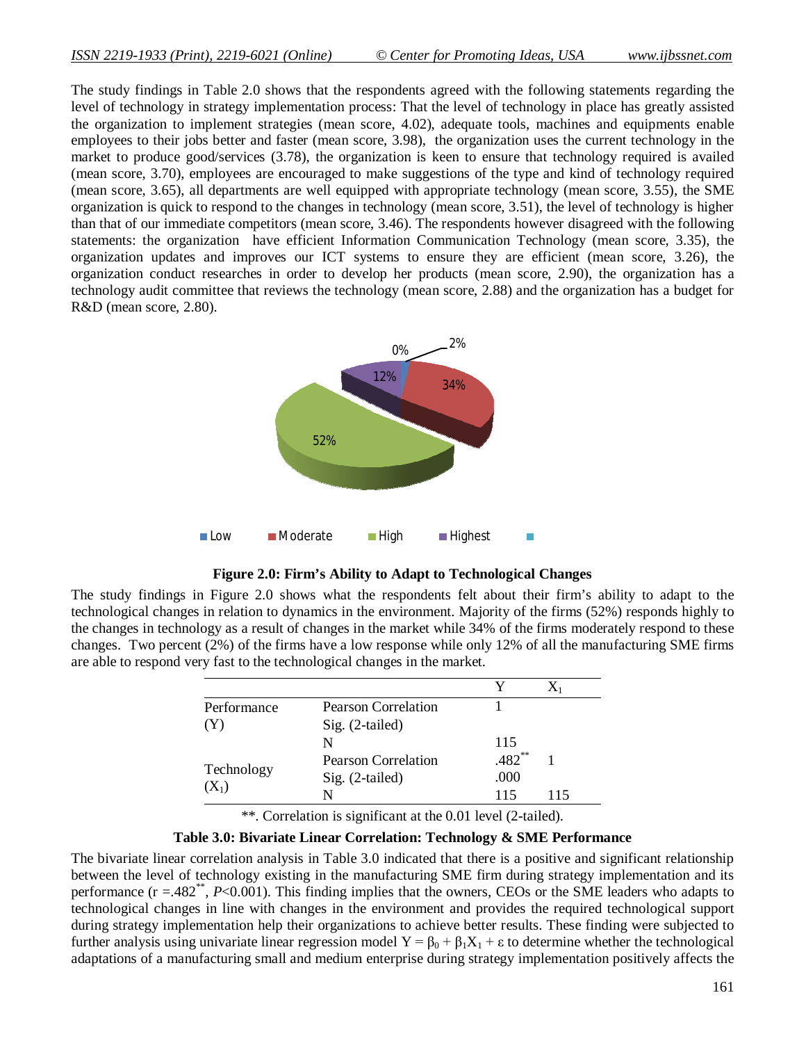The study findings in Table 2.0 shows that the respondents agreed with the following statements regarding the level of technology in strategy implementation process: That the level of technology in place has greatly assisted the organization to implement strategies (mean score, 4.02), adequate tools, machines and equipments enable employees to their jobs better and faster (mean score, 3.98), the organization uses the current technology in the market to produce good/services (3.78), the organization is keen to ensure that technology required is availed (mean score, 3.70), employees are encouraged to make suggestions of the type and kind of technology required (mean score, 3.65), all departments are well equipped with appropriate technology (mean score, 3.55), the SME organization is quick to respond to the changes in technology (mean score, 3.51), the level of technology is higher than that of our immediate competitors (mean score, 3.46). The respondents however disagreed with the following statements: the organization have efficient Information Communication Technology (mean score, 3.35), the organization updates and improves our ICT systems to ensure they are efficient (mean score, 3.26), the organization conduct researches in order to develop her products (mean score, 2.90), the organization has a technology audit committee that reviews the technology (mean score, 2.88) and the organization has a budget for R&D (mean score, 2.80).

**Figure 2.0: Firm's Ability to Adapt to Technological Changes**

The study findings in Figure 2.0 shows what the respondents felt about their firm's ability to adapt to the technological changes in relation to dynamics in the environment. Majority of the firms (52%) responds highly to the changes in technology as a result of changes in the market while 34% of the firms moderately respond to these changes. Two percent (2%) of the firms have a low response while only 12% of all the manufacturing SME firms are able to respond very fast to the technological changes in the market.

| | | Y | $X_1$ |
|---|---|---|---|
| Performance (Y) | Pearson Correlation | 1 | |
| | Sig. (2-tailed) | | |
| | N | 115 | |
| Technology ($X_1$) | Pearson Correlation | .482** | 1 |
| | Sig. (2-tailed) | .000 | |
| | N | 115 | 115 |

**. Correlation is significant at the 0.01 level (2-tailed).

**Table 3.0: Bivariate Linear Correlation: Technology & SME Performance**

The bivariate linear correlation analysis in Table 3.0 indicated that there is a positive and significant relationship between the level of technology existing in the manufacturing SME firm during strategy implementation and its performance ($r = .482^{**}$, $P<0.001$). This finding implies that the owners, CEOs or the SME leaders who adapts to technological changes in line with changes in the environment and provides the required technological support during strategy implementation help their organizations to achieve better results. These finding were subjected to further analysis using univariate linear regression model $Y = \beta_0 + \beta_1 X_1 + \varepsilon$ to determine whether the technological adaptations of a manufacturing small and medium enterprise during strategy implementation positively affects the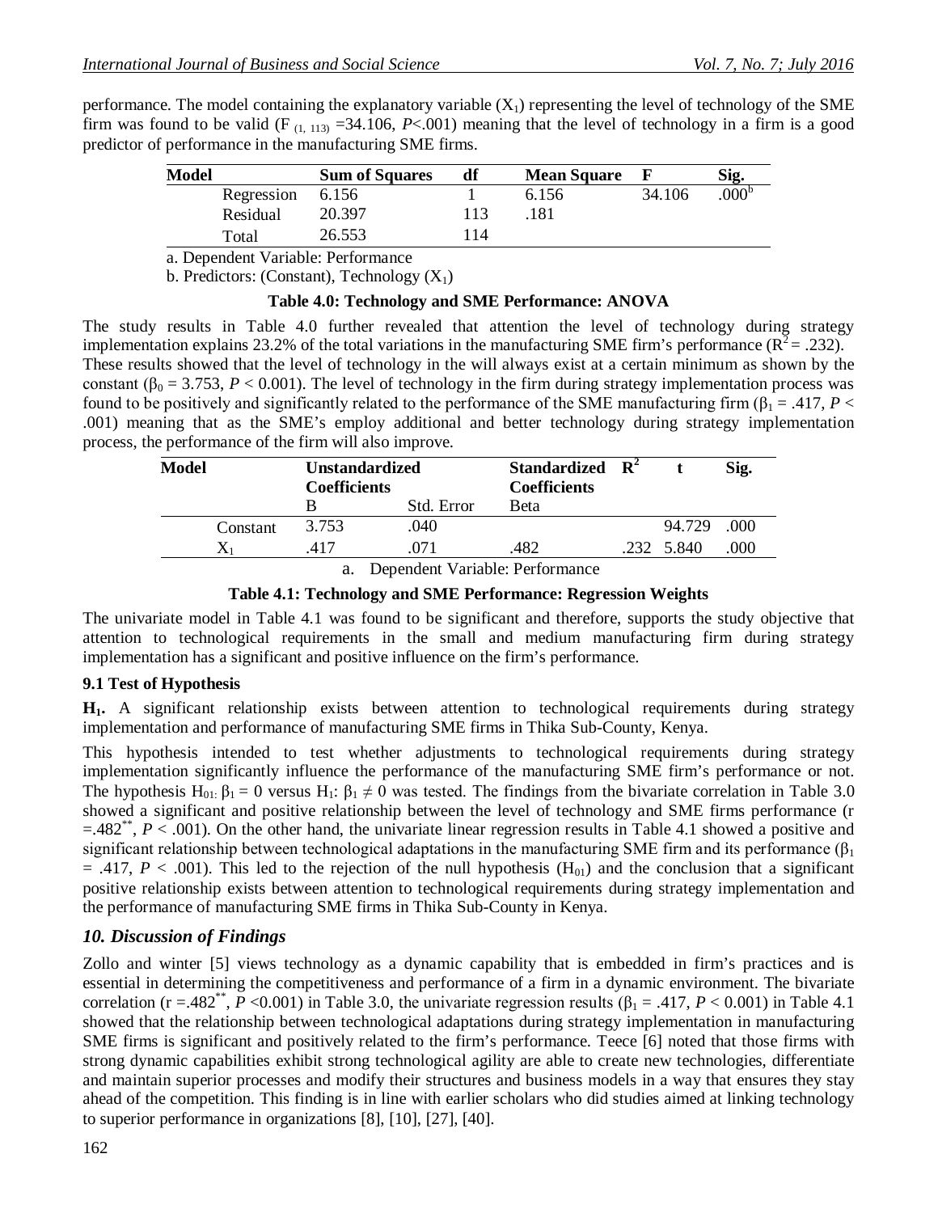performance. The model containing the explanatory variable ($X_1$) representing the level of technology of the SME firm was found to be valid ($F_{(1, 113)}$ =34.106, $P$<.001) meaning that the level of technology in a firm is a good predictor of performance in the manufacturing SME firms.

| Model | | Sum of Squares | df | Mean Square | F | Sig. |
|---|---|---|---|---|---|---|
| | Regression | 6.156 | 1 | 6.156 | 34.106 | .000[b] |
| | Residual | 20.397 | 113 | .181 | | |
| | Total | 26.553 | 114 | | | |

a. Dependent Variable: Performance

b. Predictors: (Constant), Technology ($X_1$)

**Table 4.0: Technology and SME Performance: ANOVA**

The study results in Table 4.0 further revealed that attention the level of technology during strategy implementation explains 23.2% of the total variations in the manufacturing SME firm's performance ($R^2$ = .232). These results showed that the level of technology in the will always exist at a certain minimum as shown by the constant ($\beta_0$ = 3.753, $P$ < 0.001). The level of technology in the firm during strategy implementation process was found to be positively and significantly related to the performance of the SME manufacturing firm ($\beta_1$ = .417, $P$ < .001) meaning that as the SME's employ additional and better technology during strategy implementation process, the performance of the firm will also improve.

| Model | | Unstandardized Coefficients | | Standardized Coefficients | $R^2$ | t | Sig. |
|---|---|---|---|---|---|---|---|
| | | B | Std. Error | Beta | | | |
| | Constant | 3.753 | .040 | | | 94.729 | .000 |
| | $X_1$ | .417 | .071 | .482 | .232 | 5.840 | .000 |

a. Dependent Variable: Performance

**Table 4.1: Technology and SME Performance: Regression Weights**

The univariate model in Table 4.1 was found to be significant and therefore, supports the study objective that attention to technological requirements in the small and medium manufacturing firm during strategy implementation has a significant and positive influence on the firm's performance.

### 9.1 Test of Hypothesis

**$H_1$.** A significant relationship exists between attention to technological requirements during strategy implementation and performance of manufacturing SME firms in Thika Sub-County, Kenya.

This hypothesis intended to test whether adjustments to technological requirements during strategy implementation significantly influence the performance of the manufacturing SME firm's performance or not. The hypothesis $H_{01}$: $\beta_1 = 0$ versus $H_1$: $\beta_1 \neq 0$ was tested. The findings from the bivariate correlation in Table 3.0 showed a significant and positive relationship between the level of technology and SME firms performance (r =.482**, $P$ < .001). On the other hand, the univariate linear regression results in Table 4.1 showed a positive and significant relationship between technological adaptations in the manufacturing SME firm and its performance ($\beta_1$ = .417, $P$ < .001). This led to the rejection of the null hypothesis ($H_{01}$) and the conclusion that a significant positive relationship exists between attention to technological requirements during strategy implementation and the performance of manufacturing SME firms in Thika Sub-County in Kenya.

## *10. Discussion of Findings*

Zollo and winter [5] views technology as a dynamic capability that is embedded in firm's practices and is essential in determining the competitiveness and performance of a firm in a dynamic environment. The bivariate correlation (r =.482**, $P$ <0.001) in Table 3.0, the univariate regression results ($\beta_1$ = .417, $P$ < 0.001) in Table 4.1 showed that the relationship between technological adaptations during strategy implementation in manufacturing SME firms is significant and positively related to the firm's performance. Teece [6] noted that those firms with strong dynamic capabilities exhibit strong technological agility are able to create new technologies, differentiate and maintain superior processes and modify their structures and business models in a way that ensures they stay ahead of the competition. This finding is in line with earlier scholars who did studies aimed at linking technology to superior performance in organizations [8], [10], [27], [40].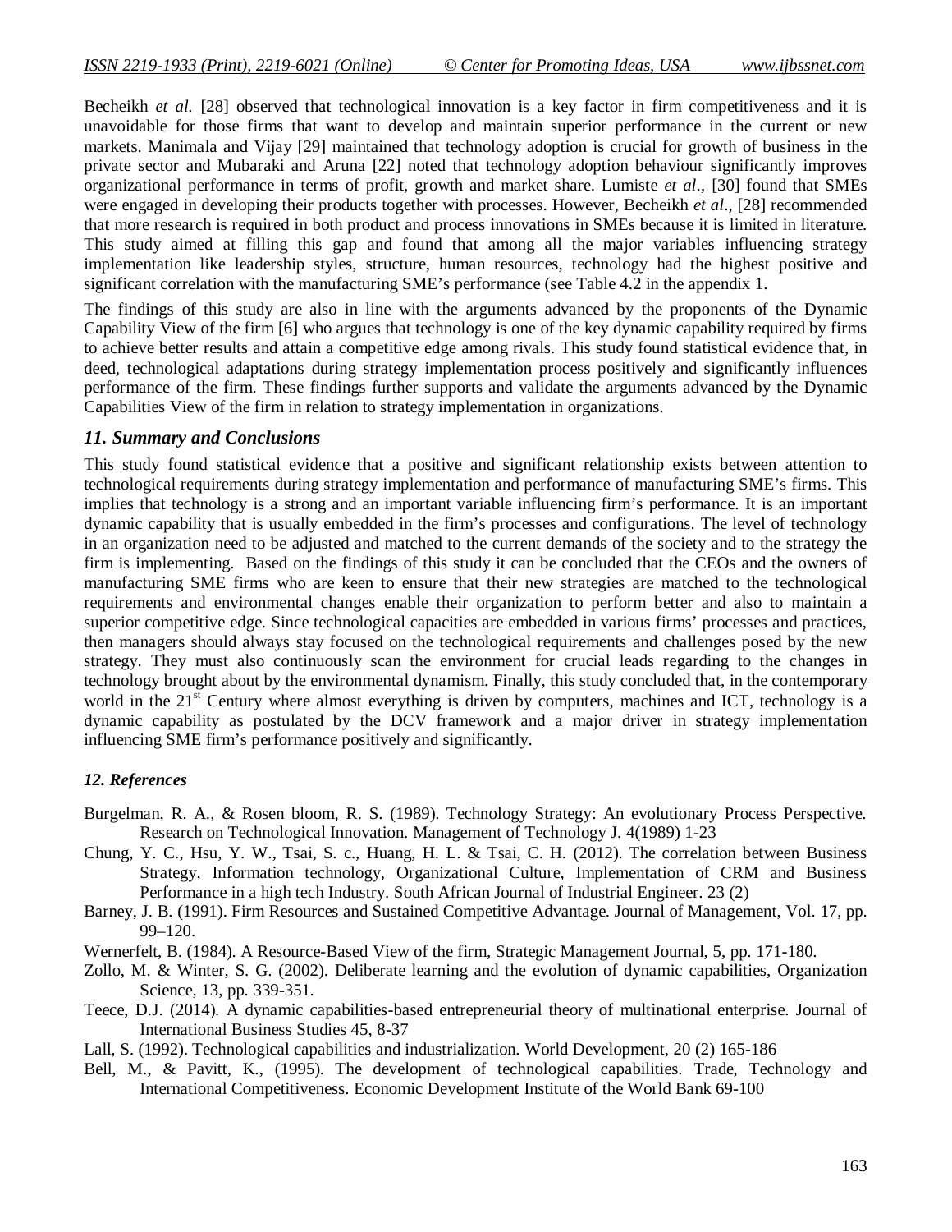Becheikh *et al.* [28] observed that technological innovation is a key factor in firm competitiveness and it is unavoidable for those firms that want to develop and maintain superior performance in the current or new markets. Manimala and Vijay [29] maintained that technology adoption is crucial for growth of business in the private sector and Mubaraki and Aruna [22] noted that technology adoption behaviour significantly improves organizational performance in terms of profit, growth and market share. Lumiste *et al*., [30] found that SMEs were engaged in developing their products together with processes. However, Becheikh *et al*., [28] recommended that more research is required in both product and process innovations in SMEs because it is limited in literature. This study aimed at filling this gap and found that among all the major variables influencing strategy implementation like leadership styles, structure, human resources, technology had the highest positive and significant correlation with the manufacturing SME's performance (see Table 4.2 in the appendix 1.

The findings of this study are also in line with the arguments advanced by the proponents of the Dynamic Capability View of the firm [6] who argues that technology is one of the key dynamic capability required by firms to achieve better results and attain a competitive edge among rivals. This study found statistical evidence that, in deed, technological adaptations during strategy implementation process positively and significantly influences performance of the firm. These findings further supports and validate the arguments advanced by the Dynamic Capabilities View of the firm in relation to strategy implementation in organizations.

### *11. Summary and Conclusions*

This study found statistical evidence that a positive and significant relationship exists between attention to technological requirements during strategy implementation and performance of manufacturing SME's firms. This implies that technology is a strong and an important variable influencing firm's performance. It is an important dynamic capability that is usually embedded in the firm's processes and configurations. The level of technology in an organization need to be adjusted and matched to the current demands of the society and to the strategy the firm is implementing. Based on the findings of this study it can be concluded that the CEOs and the owners of manufacturing SME firms who are keen to ensure that their new strategies are matched to the technological requirements and environmental changes enable their organization to perform better and also to maintain a superior competitive edge. Since technological capacities are embedded in various firms' processes and practices, then managers should always stay focused on the technological requirements and challenges posed by the new strategy. They must also continuously scan the environment for crucial leads regarding to the changes in technology brought about by the environmental dynamism. Finally, this study concluded that, in the contemporary world in the 21st Century where almost everything is driven by computers, machines and ICT, technology is a dynamic capability as postulated by the DCV framework and a major driver in strategy implementation influencing SME firm's performance positively and significantly.

### *12. References*

Burgelman, R. A., & Rosen bloom, R. S. (1989). Technology Strategy: An evolutionary Process Perspective. Research on Technological Innovation. Management of Technology J. 4(1989) 1-23

Chung, Y. C., Hsu, Y. W., Tsai, S. c., Huang, H. L. & Tsai, C. H. (2012). The correlation between Business Strategy, Information technology, Organizational Culture, Implementation of CRM and Business Performance in a high tech Industry. South African Journal of Industrial Engineer. 23 (2)

Barney, J. B. (1991). Firm Resources and Sustained Competitive Advantage. Journal of Management, Vol. 17, pp. 99–120.

Wernerfelt, B. (1984). A Resource-Based View of the firm, Strategic Management Journal, 5, pp. 171-180.

Zollo, M. & Winter, S. G. (2002). Deliberate learning and the evolution of dynamic capabilities, Organization Science, 13, pp. 339-351.

Teece, D.J. (2014). A dynamic capabilities-based entrepreneurial theory of multinational enterprise. Journal of International Business Studies 45, 8-37

Lall, S. (1992). Technological capabilities and industrialization. World Development, 20 (2) 165-186

Bell, M., & Pavitt, K., (1995). The development of technological capabilities. Trade, Technology and International Competitiveness. Economic Development Institute of the World Bank 69-100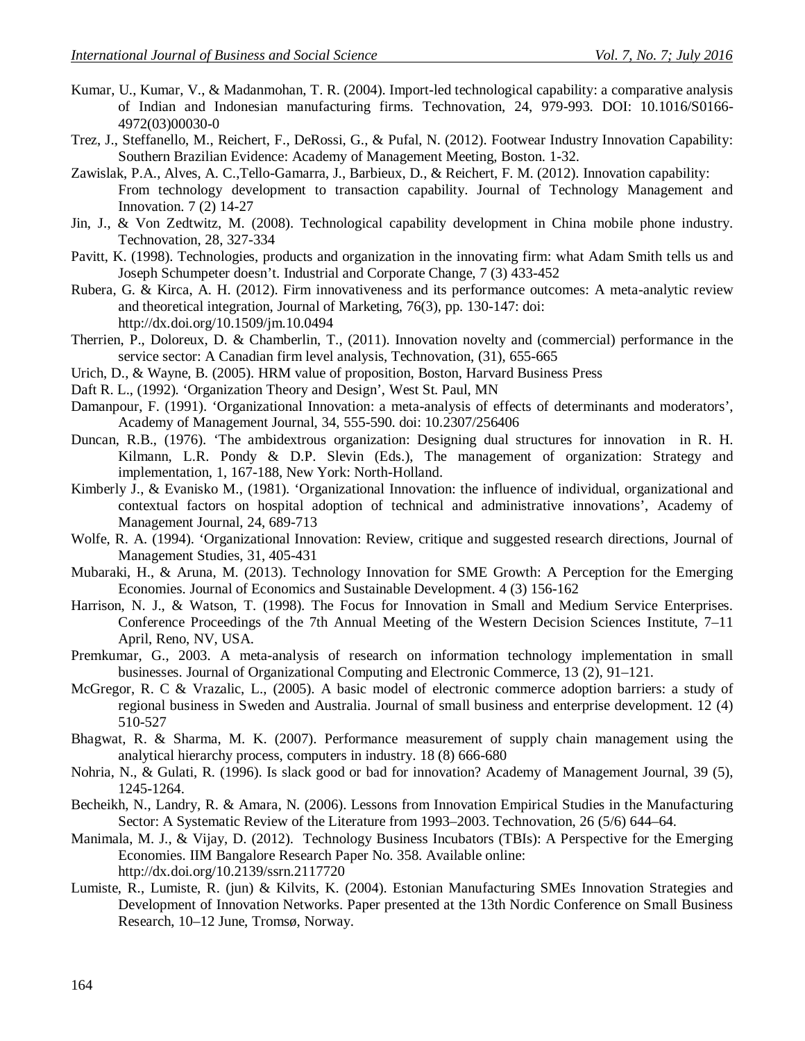Kumar, U., Kumar, V., & Madanmohan, T. R. (2004). Import-led technological capability: a comparative analysis of Indian and Indonesian manufacturing firms. Technovation, 24, 979-993. DOI: 10.1016/S0166-4972(03)00030-0

Trez, J., Steffanello, M., Reichert, F., DeRossi, G., & Pufal, N. (2012). Footwear Industry Innovation Capability: Southern Brazilian Evidence: Academy of Management Meeting, Boston. 1-32.

Zawislak, P.A., Alves, A. C.,Tello-Gamarra, J., Barbieux, D., & Reichert, F. M. (2012). Innovation capability: From technology development to transaction capability. Journal of Technology Management and Innovation. 7 (2) 14-27

Jin, J., & Von Zedtwitz, M. (2008). Technological capability development in China mobile phone industry. Technovation, 28, 327-334

Pavitt, K. (1998). Technologies, products and organization in the innovating firm: what Adam Smith tells us and Joseph Schumpeter doesn't. Industrial and Corporate Change, 7 (3) 433-452

Rubera, G. & Kirca, A. H. (2012). Firm innovativeness and its performance outcomes: A meta-analytic review and theoretical integration, Journal of Marketing, 76(3), pp. 130-147: doi: http://dx.doi.org/10.1509/jm.10.0494

Therrien, P., Doloreux, D. & Chamberlin, T., (2011). Innovation novelty and (commercial) performance in the service sector: A Canadian firm level analysis, Technovation, (31), 655-665

Urich, D., & Wayne, B. (2005). HRM value of proposition, Boston, Harvard Business Press

Daft R. L., (1992). 'Organization Theory and Design', West St. Paul, MN

Damanpour, F. (1991). 'Organizational Innovation: a meta-analysis of effects of determinants and moderators', Academy of Management Journal, 34, 555-590. doi: 10.2307/256406

Duncan, R.B., (1976). 'The ambidextrous organization: Designing dual structures for innovation in R. H. Kilmann, L.R. Pondy & D.P. Slevin (Eds.), The management of organization: Strategy and implementation, 1, 167-188, New York: North-Holland.

Kimberly J., & Evanisko M., (1981). 'Organizational Innovation: the influence of individual, organizational and contextual factors on hospital adoption of technical and administrative innovations', Academy of Management Journal, 24, 689-713

Wolfe, R. A. (1994). 'Organizational Innovation: Review, critique and suggested research directions, Journal of Management Studies, 31, 405-431

Mubaraki, H., & Aruna, M. (2013). Technology Innovation for SME Growth: A Perception for the Emerging Economies. Journal of Economics and Sustainable Development. 4 (3) 156-162

Harrison, N. J., & Watson, T. (1998). The Focus for Innovation in Small and Medium Service Enterprises. Conference Proceedings of the 7th Annual Meeting of the Western Decision Sciences Institute, 7–11 April, Reno, NV, USA.

Premkumar, G., 2003. A meta-analysis of research on information technology implementation in small businesses. Journal of Organizational Computing and Electronic Commerce, 13 (2), 91–121.

McGregor, R. C & Vrazalic, L., (2005). A basic model of electronic commerce adoption barriers: a study of regional business in Sweden and Australia. Journal of small business and enterprise development. 12 (4) 510-527

Bhagwat, R. & Sharma, M. K. (2007). Performance measurement of supply chain management using the analytical hierarchy process, computers in industry. 18 (8) 666-680

Nohria, N., & Gulati, R. (1996). Is slack good or bad for innovation? Academy of Management Journal, 39 (5), 1245-1264.

Becheikh, N., Landry, R. & Amara, N. (2006). Lessons from Innovation Empirical Studies in the Manufacturing Sector: A Systematic Review of the Literature from 1993–2003. Technovation, 26 (5/6) 644–64.

Manimala, M. J., & Vijay, D. (2012). Technology Business Incubators (TBIs): A Perspective for the Emerging Economies. IIM Bangalore Research Paper No. 358. Available online: http://dx.doi.org/10.2139/ssrn.2117720

Lumiste, R., Lumiste, R. (jun) & Kilvits, K. (2004). Estonian Manufacturing SMEs Innovation Strategies and Development of Innovation Networks. Paper presented at the 13th Nordic Conference on Small Business Research, 10–12 June, Tromsø, Norway.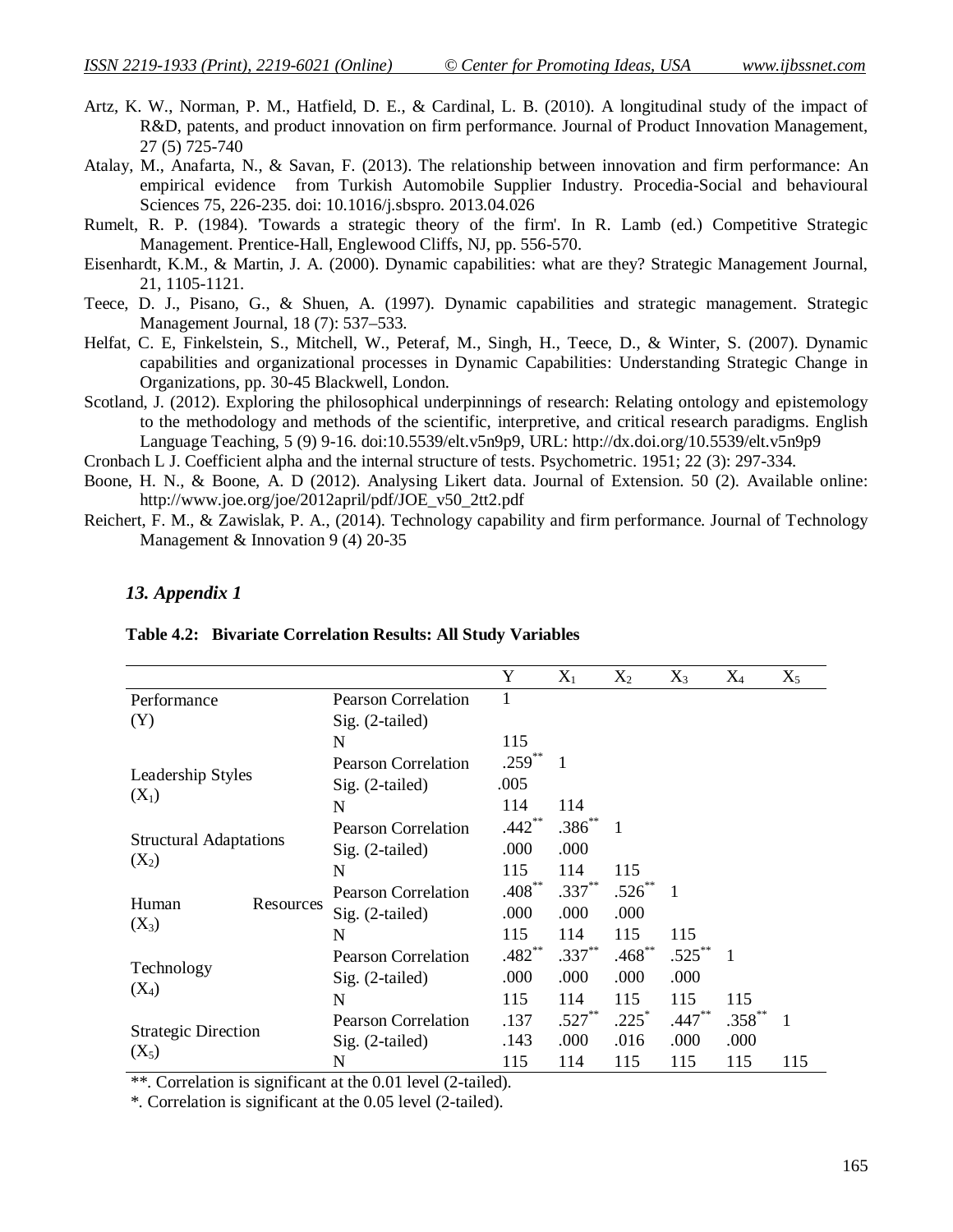Artz, K. W., Norman, P. M., Hatfield, D. E., & Cardinal, L. B. (2010). A longitudinal study of the impact of R&D, patents, and product innovation on firm performance. Journal of Product Innovation Management, 27 (5) 725-740

Atalay, M., Anafarta, N., & Savan, F. (2013). The relationship between innovation and firm performance: An empirical evidence from Turkish Automobile Supplier Industry. Procedia-Social and behavioural Sciences 75, 226-235. doi: 10.1016/j.sbspro. 2013.04.026

Rumelt, R. P. (1984). 'Towards a strategic theory of the firm'. In R. Lamb (ed.) Competitive Strategic Management. Prentice-Hall, Englewood Cliffs, NJ, pp. 556-570.

Eisenhardt, K.M., & Martin, J. A. (2000). Dynamic capabilities: what are they? Strategic Management Journal, 21, 1105-1121.

Teece, D. J., Pisano, G., & Shuen, A. (1997). Dynamic capabilities and strategic management. Strategic Management Journal, 18 (7): 537–533.

Helfat, C. E, Finkelstein, S., Mitchell, W., Peteraf, M., Singh, H., Teece, D., & Winter, S. (2007). Dynamic capabilities and organizational processes in Dynamic Capabilities: Understanding Strategic Change in Organizations, pp. 30-45 Blackwell, London.

Scotland, J. (2012). Exploring the philosophical underpinnings of research: Relating ontology and epistemology to the methodology and methods of the scientific, interpretive, and critical research paradigms. English Language Teaching, 5 (9) 9-16. doi:10.5539/elt.v5n9p9, URL: http://dx.doi.org/10.5539/elt.v5n9p9

Cronbach L J. Coefficient alpha and the internal structure of tests. Psychometric. 1951; 22 (3): 297-334.

Boone, H. N., & Boone, A. D (2012). Analysing Likert data. Journal of Extension. 50 (2). Available online: http://www.joe.org/joe/2012april/pdf/JOE_v50_2tt2.pdf

Reichert, F. M., & Zawislak, P. A., (2014). Technology capability and firm performance. Journal of Technology Management & Innovation 9 (4) 20-35

### *13. Appendix 1*

**Table 4.2: Bivariate Correlation Results: All Study Variables**

| | | Y | $X_1$ | $X_2$ | $X_3$ | $X_4$ | $X_5$ |
|---|---|---|---|---|---|---|---|
| Performance (Y) | Pearson Correlation | 1 | | | | | |
| | Sig. (2-tailed) | | | | | | |
| | N | 115 | | | | | |
| Leadership Styles ($X_1$) | Pearson Correlation | .259** | 1 | | | | |
| | Sig. (2-tailed) | .005 | | | | | |
| | N | 114 | 114 | | | | |
| Structural Adaptations ($X_2$) | Pearson Correlation | .442** | .386** | 1 | | | |
| | Sig. (2-tailed) | .000 | .000 | | | | |
| | N | 115 | 114 | 115 | | | |
| Human Resources ($X_3$) | Pearson Correlation | .408** | .337** | .526** | 1 | | |
| | Sig. (2-tailed) | .000 | .000 | .000 | | | |
| | N | 115 | 114 | 115 | 115 | | |
| Technology ($X_4$) | Pearson Correlation | .482** | .337** | .468** | .525** | 1 | |
| | Sig. (2-tailed) | .000 | .000 | .000 | .000 | | |
| | N | 115 | 114 | 115 | 115 | 115 | |
| Strategic Direction ($X_5$) | Pearson Correlation | .137 | .527** | .225* | .447** | .358** | 1 |
| | Sig. (2-tailed) | .143 | .000 | .016 | .000 | .000 | |
| | N | 115 | 114 | 115 | 115 | 115 | 115 |

**. Correlation is significant at the 0.01 level (2-tailed).

*. Correlation is significant at the 0.05 level (2-tailed).